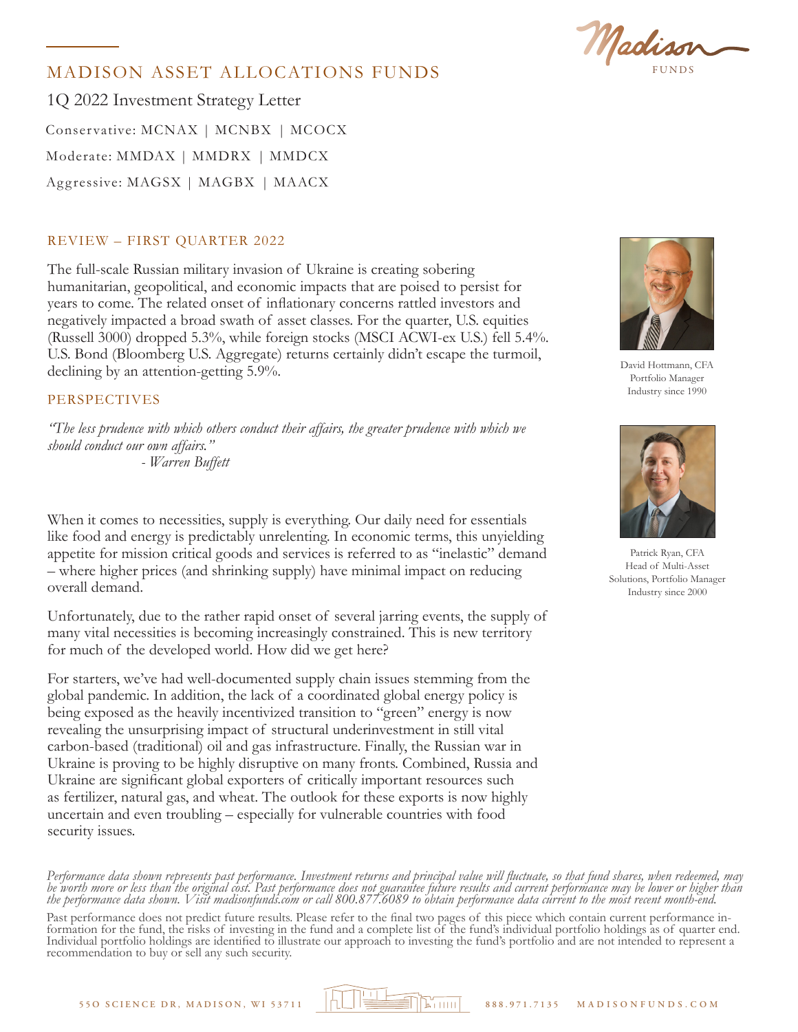# MADISON ASSET ALLOCATIONS FUNDS

1Q 2022 Investment Strategy Letter

Conservative: MCNAX | MCNBX | MCOCX

Moderate: MMDAX | MMDRX | MMDCX

Aggressive: MAGSX | MAGBX | MAACX

David Hottmann, CFA
Portfolio Manager
Industry since 1990

Patrick Ryan, CFA
Head of Multi-Asset Solutions, Portfolio Manager
Industry since 2000

## REVIEW – FIRST QUARTER 2022

The full-scale Russian military invasion of Ukraine is creating sobering humanitarian, geopolitical, and economic impacts that are poised to persist for years to come. The related onset of inflationary concerns rattled investors and negatively impacted a broad swath of asset classes. For the quarter, U.S. equities (Russell 3000) dropped 5.3%, while foreign stocks (MSCI ACWI-ex U.S.) fell 5.4%. U.S. Bond (Bloomberg U.S. Aggregate) returns certainly didn't escape the turmoil, declining by an attention-getting 5.9%.

## PERSPECTIVES

*"The less prudence with which others conduct their affairs, the greater prudence with which we should conduct our own affairs."*
*- Warren Buffett*

When it comes to necessities, supply is everything. Our daily need for essentials like food and energy is predictably unrelenting. In economic terms, this unyielding appetite for mission critical goods and services is referred to as "inelastic" demand – where higher prices (and shrinking supply) have minimal impact on reducing overall demand.

Unfortunately, due to the rather rapid onset of several jarring events, the supply of many vital necessities is becoming increasingly constrained. This is new territory for much of the developed world. How did we get here?

For starters, we've had well-documented supply chain issues stemming from the global pandemic. In addition, the lack of a coordinated global energy policy is being exposed as the heavily incentivized transition to "green" energy is now revealing the unsurprising impact of structural underinvestment in still vital carbon-based (traditional) oil and gas infrastructure. Finally, the Russian war in Ukraine is proving to be highly disruptive on many fronts. Combined, Russia and Ukraine are significant global exporters of critically important resources such as fertilizer, natural gas, and wheat. The outlook for these exports is now highly uncertain and even troubling – especially for vulnerable countries with food security issues.

*Performance data shown represents past performance. Investment returns and principal value will fluctuate, so that fund shares, when redeemed, may be worth more or less than the original cost. Past performance does not guarantee future results and current performance may be lower or higher than the performance data shown. Visit madisonfunds.com or call 800.877.6089 to obtain performance data current to the most recent month-end.*

Past performance does not predict future results. Please refer to the final two pages of this piece which contain current performance information for the fund, the risks of investing in the fund and a complete list of the fund's individual portfolio holdings as of quarter end. Individual portfolio holdings are identified to illustrate our approach to investing the fund's portfolio and are not intended to represent a recommendation to buy or sell any such security.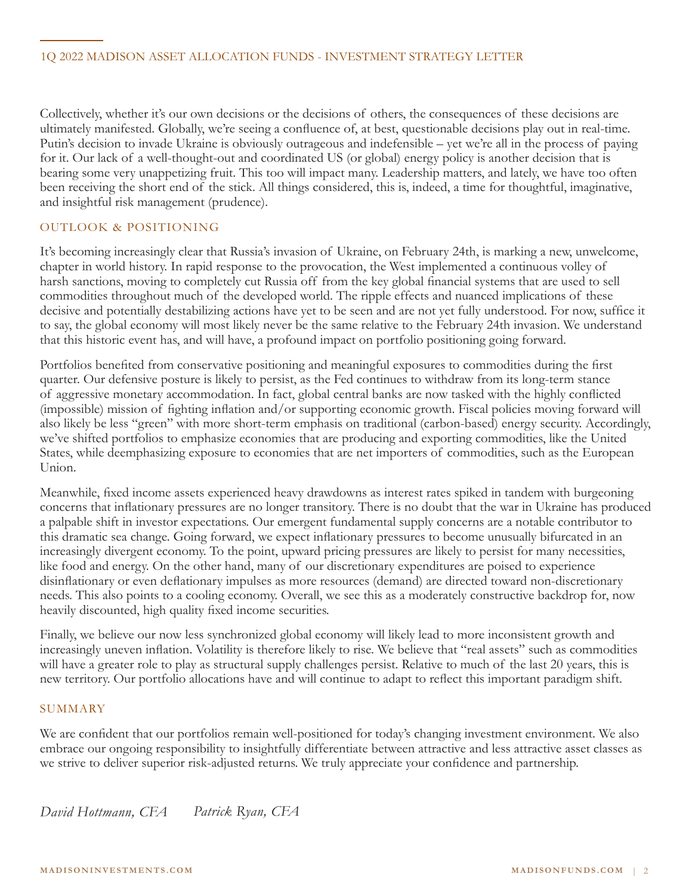Collectively, whether it's our own decisions or the decisions of others, the consequences of these decisions are ultimately manifested. Globally, we're seeing a confluence of, at best, questionable decisions play out in real-time. Putin's decision to invade Ukraine is obviously outrageous and indefensible – yet we're all in the process of paying for it. Our lack of a well-thought-out and coordinated US (or global) energy policy is another decision that is bearing some very unappetizing fruit. This too will impact many. Leadership matters, and lately, we have too often been receiving the short end of the stick. All things considered, this is, indeed, a time for thoughtful, imaginative, and insightful risk management (prudence).

## OUTLOOK & POSITIONING

It's becoming increasingly clear that Russia's invasion of Ukraine, on February 24th, is marking a new, unwelcome, chapter in world history. In rapid response to the provocation, the West implemented a continuous volley of harsh sanctions, moving to completely cut Russia off from the key global financial systems that are used to sell commodities throughout much of the developed world. The ripple effects and nuanced implications of these decisive and potentially destabilizing actions have yet to be seen and are not yet fully understood. For now, suffice it to say, the global economy will most likely never be the same relative to the February 24th invasion. We understand that this historic event has, and will have, a profound impact on portfolio positioning going forward.

Portfolios benefited from conservative positioning and meaningful exposures to commodities during the first quarter. Our defensive posture is likely to persist, as the Fed continues to withdraw from its long-term stance of aggressive monetary accommodation. In fact, global central banks are now tasked with the highly conflicted (impossible) mission of fighting inflation and/or supporting economic growth. Fiscal policies moving forward will also likely be less "green" with more short-term emphasis on traditional (carbon-based) energy security. Accordingly, we've shifted portfolios to emphasize economies that are producing and exporting commodities, like the United States, while deemphasizing exposure to economies that are net importers of commodities, such as the European Union.

Meanwhile, fixed income assets experienced heavy drawdowns as interest rates spiked in tandem with burgeoning concerns that inflationary pressures are no longer transitory. There is no doubt that the war in Ukraine has produced a palpable shift in investor expectations. Our emergent fundamental supply concerns are a notable contributor to this dramatic sea change. Going forward, we expect inflationary pressures to become unusually bifurcated in an increasingly divergent economy. To the point, upward pricing pressures are likely to persist for many necessities, like food and energy. On the other hand, many of our discretionary expenditures are poised to experience disinflationary or even deflationary impulses as more resources (demand) are directed toward non-discretionary needs. This also points to a cooling economy. Overall, we see this as a moderately constructive backdrop for, now heavily discounted, high quality fixed income securities.

Finally, we believe our now less synchronized global economy will likely lead to more inconsistent growth and increasingly uneven inflation. Volatility is therefore likely to rise. We believe that "real assets" such as commodities will have a greater role to play as structural supply challenges persist. Relative to much of the last 20 years, this is new territory. Our portfolio allocations have and will continue to adapt to reflect this important paradigm shift.

## SUMMARY

We are confident that our portfolios remain well-positioned for today's changing investment environment. We also embrace our ongoing responsibility to insightfully differentiate between attractive and less attractive asset classes as we strive to deliver superior risk-adjusted returns. We truly appreciate your confidence and partnership.

*David Hottmann, CFA* *Patrick Ryan, CFA*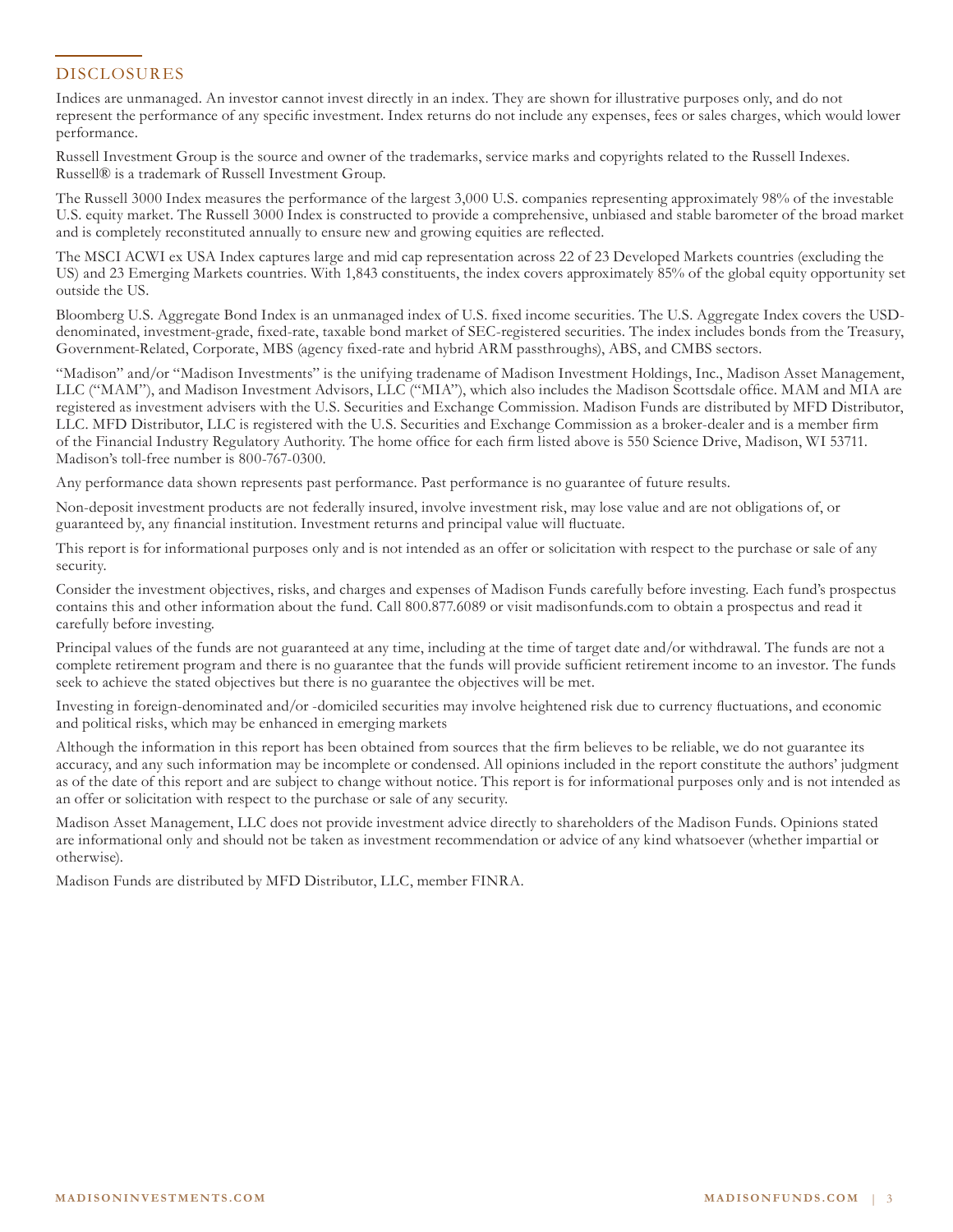## DISCLOSURES

Indices are unmanaged. An investor cannot invest directly in an index. They are shown for illustrative purposes only, and do not represent the performance of any specific investment. Index returns do not include any expenses, fees or sales charges, which would lower performance.

Russell Investment Group is the source and owner of the trademarks, service marks and copyrights related to the Russell Indexes. Russell® is a trademark of Russell Investment Group.

The Russell 3000 Index measures the performance of the largest 3,000 U.S. companies representing approximately 98% of the investable U.S. equity market. The Russell 3000 Index is constructed to provide a comprehensive, unbiased and stable barometer of the broad market and is completely reconstituted annually to ensure new and growing equities are reflected.

The MSCI ACWI ex USA Index captures large and mid cap representation across 22 of 23 Developed Markets countries (excluding the US) and 23 Emerging Markets countries. With 1,843 constituents, the index covers approximately 85% of the global equity opportunity set outside the US.

Bloomberg U.S. Aggregate Bond Index is an unmanaged index of U.S. fixed income securities. The U.S. Aggregate Index covers the USD-denominated, investment-grade, fixed-rate, taxable bond market of SEC-registered securities. The index includes bonds from the Treasury, Government-Related, Corporate, MBS (agency fixed-rate and hybrid ARM passthroughs), ABS, and CMBS sectors.

"Madison" and/or "Madison Investments" is the unifying tradename of Madison Investment Holdings, Inc., Madison Asset Management, LLC ("MAM"), and Madison Investment Advisors, LLC ("MIA"), which also includes the Madison Scottsdale office. MAM and MIA are registered as investment advisers with the U.S. Securities and Exchange Commission. Madison Funds are distributed by MFD Distributor, LLC. MFD Distributor, LLC is registered with the U.S. Securities and Exchange Commission as a broker-dealer and is a member firm of the Financial Industry Regulatory Authority. The home office for each firm listed above is 550 Science Drive, Madison, WI 53711. Madison's toll-free number is 800-767-0300.

Any performance data shown represents past performance. Past performance is no guarantee of future results.

Non-deposit investment products are not federally insured, involve investment risk, may lose value and are not obligations of, or guaranteed by, any financial institution. Investment returns and principal value will fluctuate.

This report is for informational purposes only and is not intended as an offer or solicitation with respect to the purchase or sale of any security.

Consider the investment objectives, risks, and charges and expenses of Madison Funds carefully before investing. Each fund's prospectus contains this and other information about the fund. Call 800.877.6089 or visit madisonfunds.com to obtain a prospectus and read it carefully before investing.

Principal values of the funds are not guaranteed at any time, including at the time of target date and/or withdrawal. The funds are not a complete retirement program and there is no guarantee that the funds will provide sufficient retirement income to an investor. The funds seek to achieve the stated objectives but there is no guarantee the objectives will be met.

Investing in foreign-denominated and/or -domiciled securities may involve heightened risk due to currency fluctuations, and economic and political risks, which may be enhanced in emerging markets

Although the information in this report has been obtained from sources that the firm believes to be reliable, we do not guarantee its accuracy, and any such information may be incomplete or condensed. All opinions included in the report constitute the authors' judgment as of the date of this report and are subject to change without notice. This report is for informational purposes only and is not intended as an offer or solicitation with respect to the purchase or sale of any security.

Madison Asset Management, LLC does not provide investment advice directly to shareholders of the Madison Funds. Opinions stated are informational only and should not be taken as investment recommendation or advice of any kind whatsoever (whether impartial or otherwise).

Madison Funds are distributed by MFD Distributor, LLC, member FINRA.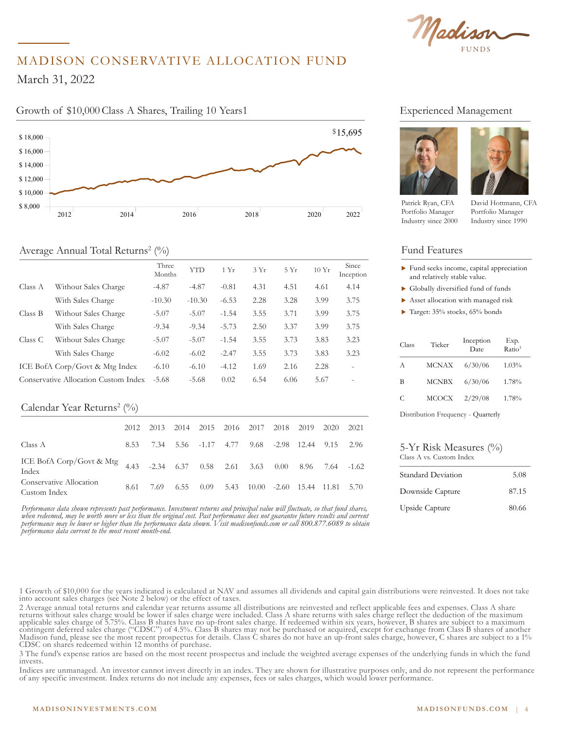# MADISON CONSERVATIVE ALLOCATION FUND

March 31, 2022

## Growth of $10,000 Class A Shares, Trailing 10 Years[1]

$15,695

## Average Annual Total Returns[2] (%)

| | | Three Months | YTD | 1 Yr | 3 Yr | 5 Yr | 10 Yr | Since Inception |
|---|---|---|---|---|---|---|---|---|
| Class A | Without Sales Charge | -4.87 | -4.87 | -0.81 | 4.31 | 4.51 | 4.61 | 4.14 |
| | With Sales Charge | -10.30 | -10.30 | -6.53 | 2.28 | 3.28 | 3.99 | 3.75 |
| Class B | Without Sales Charge | -5.07 | -5.07 | -1.54 | 3.55 | 3.71 | 3.99 | 3.75 |
| | With Sales Charge | -9.34 | -9.34 | -5.73 | 2.50 | 3.37 | 3.99 | 3.75 |
| Class C | Without Sales Charge | -5.07 | -5.07 | -1.54 | 3.55 | 3.73 | 3.83 | 3.23 |
| | With Sales Charge | -6.02 | -6.02 | -2.47 | 3.55 | 3.73 | 3.83 | 3.23 |
| ICE BofA Corp/Govt & Mtg Index | | -6.10 | -6.10 | -4.12 | 1.69 | 2.16 | 2.28 | - |
| Conservative Allocation Custom Index | | -5.68 | -5.68 | 0.02 | 6.54 | 6.06 | 5.67 | - |

## Calendar Year Returns[2] (%)

| | 2012 | 2013 | 2014 | 2015 | 2016 | 2017 | 2018 | 2019 | 2020 | 2021 |
|---|---|---|---|---|---|---|---|---|---|---|
| Class A | 8.53 | 7.34 | 5.56 | -1.17 | 4.77 | 9.68 | -2.98 | 12.44 | 9.15 | 2.96 |
| ICE BofA Corp/Govt & Mtg Index | 4.43 | -2.34 | 6.37 | 0.58 | 2.61 | 3.63 | 0.00 | 8.96 | 7.64 | -1.62 |
| Conservative Allocation Custom Index | 8.61 | 7.69 | 6.55 | 0.09 | 5.43 | 10.00 | -2.60 | 15.44 | 11.81 | 5.70 |

*Performance data shown represents past performance. Investment returns and principal value will fluctuate, so that fund shares, when redeemed, may be worth more or less than the original cost. Past performance does not guarantee future results and current performance may be lower or higher than the performance data shown. Visit madisonfunds.com or call 800.877.6089 to obtain performance data current to the most recent month-end.*

## Experienced Management

Patrick Ryan, CFA
Portfolio Manager
Industry since 2000

David Hottmann, CFA
Portfolio Manager
Industry since 1990

## Fund Features

- Fund seeks income, capital appreciation and relatively stable value.
- Globally diversified fund of funds
- Asset allocation with managed risk
- Target: 35% stocks, 65% bonds

| Class | Ticker | Inception Date | Exp. Ratio[3] |
|---|---|---|---|
| A | MCNAX | 6/30/06 | 1.03% |
| B | MCNBX | 6/30/06 | 1.78% |
| C | MCOCX | 2/29/08 | 1.78% |

Distribution Frequency - Quarterly

## 5-Yr Risk Measures (%)

Class A vs. Custom Index

| | |
|---|---|
| Standard Deviation | 5.08 |
| Downside Capture | 87.15 |
| Upside Capture | 80.66 |

1 Growth of $10,000 for the years indicated is calculated at NAV and assumes all dividends and capital gain distributions were reinvested. It does not take into account sales charges (see Note 2 below) or the effect of taxes.

2 Average annual total returns and calendar year returns assume all distributions are reinvested and reflect applicable fees and expenses. Class A share returns without sales charge would be lower if sales charge were included. Class A share returns with sales charge reflect the deduction of the maximum applicable sales charge of 5.75%. Class B shares have no up-front sales charge. If redeemed within six years, however, B shares are subject to a maximum contingent deferred sales charge ("CDSC") of 4.5%. Class B shares may not be purchased or acquired, except for exchange from Class B shares of another Madison fund, please see the most recent prospectus for details. Class C shares do not have an up-front sales charge, however, C shares are subject to a 1% CDSC on shares redeemed within 12 months of purchase.

3 The fund's expense ratios are based on the most recent prospectus and include the weighted average expenses of the underlying funds in which the fund invests.

Indices are unmanaged. An investor cannot invest directly in an index. They are shown for illustrative purposes only, and do not represent the performance of any specific investment. Index returns do not include any expenses, fees or sales charges, which would lower performance.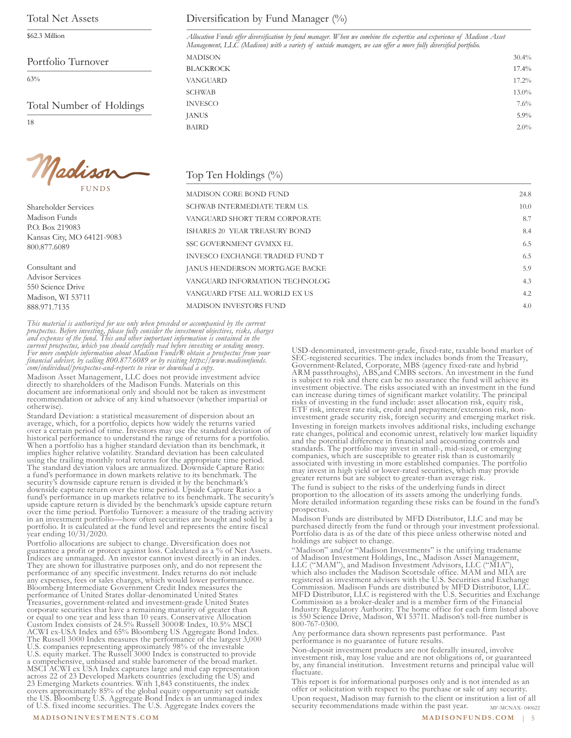## Total Net Assets

$62.3 Million

## Portfolio Turnover

63%

## Total Number of Holdings

18

## Diversification by Fund Manager (%)

*Allocation Funds offer diversification by fund manager. When we combine the expertise and experience of Madison Asset Management, LLC (Madison) with a variety of outside managers, we can offer a more fully diversified portfolio.*

| | |
|---|---|
| MADISON | 30.4% |
| BLACKROCK | 17.4% |
| VANGUARD | 17.2% |
| SCHWAB | 13.0% |
| INVESCO | 7.6% |
| JANUS | 5.9% |
| BAIRD | 2.0% |

## Top Ten Holdings (%)

| | |
|---|---|
| MADISON CORE BOND FUND | 24.8 |
| SCHWAB INTERMEDIATE TERM U.S. | 10.0 |
| VANGUARD SHORT TERM CORPORATE | 8.7 |
| ISHARES 20 YEAR TREASURY BOND | 8.4 |
| SSC GOVERNMENT GVMXX EL | 6.5 |
| INVESCO EXCHANGE TRADED FUND T | 6.5 |
| JANUS HENDERSON MORTGAGE BACKE | 5.9 |
| VANGUARD INFORMATION TECHNOLOG | 4.3 |
| VANGUARD FTSE ALL WORLD EX US | 4.2 |
| MADISON INVESTORS FUND | 4.0 |

Madison FUNDS

Shareholder Services
Madison Funds
P.O. Box 219083
Kansas City, MO 64121-9083
800.877.6089

Consultant and
Advisor Services
550 Science Drive
Madison, WI 53711
888.971.7135

*This material is authorized for use only when preceded or accompanied by the current prospectus. Before investing, please fully consider the investment objectives, risks, charges and expenses of the fund. This and other important information is contained in the current prospectus, which you should carefully read before investing or sending money. For more complete information about Madison Funds® obtain a prospectus from your financial adviser, by calling 800.877.6089 or by visiting https://www.madisonfunds.com/individual/prospectus-and-reports to view or download a copy.*

Madison Asset Management, LLC does not provide investment advice directly to shareholders of the Madison Funds. Materials on this document are informational only and should not be taken as investment recommendation or advice of any kind whatsoever (whether impartial or otherwise).

Standard Deviation: a statistical measurement of dispersion about an average, which, for a portfolio, depicts how widely the returns varied over a certain period of time. Investors may use the standard deviation of historical performance to understand the range of returns for a portfolio. When a portfolio has a higher standard deviation than its benchmark, it implies higher relative volatility. Standard deviation has been calculated using the trailing monthly total returns for the appropriate time period. The standard deviation values are annualized. Downside Capture Ratio: a fund's performance in down markets relative to its benchmark. The security's downside capture return is divided it by the benchmark's downside capture return over the time period. Upside Capture Ratio: a fund's performance in up markets relative to its benchmark. The security's upside capture return is divided by the benchmark's upside capture return over the time period. Portfolio Turnover: a measure of the trading activity in an investment portfolio—how often securities are bought and sold by a portfolio. It is calculated at the fund level and represents the entire fiscal year ending 10/31/2020.

Portfolio allocations are subject to change. Diversification does not guarantee a profit or protect against loss. Calculated as a % of Net Assets. Indices are unmanaged. An investor cannot invest directly in an index. They are shown for illustrative purposes only, and do not represent the performance of any specific investment. Index returns do not include any expenses, fees or sales charges, which would lower performance. Bloomberg Intermediate Government Credit Index measures the performance of United States dollar-denominated United States Treasuries, government-related and investment-grade United States corporate securities that have a remaining maturity of greater than or equal to one year and less than 10 years. Conservative Allocation Custom Index consists of 24.5% Russell 3000® Index, 10.5% MSCI ACWI ex-USA Index and 65% Bloomberg US Aggregate Bond Index. The Russell 3000 Index measures the performance of the largest 3,000 U.S. companies representing approximately 98% of the investable U.S. equity market. The Russell 3000 Index is constructed to provide a comprehensive, unbiased and stable barometer of the broad market. MSCI ACWI ex USA Index captures large and mid cap representation across 22 of 23 Developed Markets countries (excluding the US) and 23 Emerging Markets countries. With 1,843 constituents, the index covers approximately 85% of the global equity opportunity set outside the US. Bloomberg U.S. Aggregate Bond Index is an unmanaged index of U.S. fixed income securities. The U.S. Aggregate Index covers the USD-denominated, investment-grade, fixed-rate, taxable bond market of SEC-registered securities. The index includes bonds from the Treasury, Government-Related, Corporate, MBS (agency fixed-rate and hybrid ARM passthroughs), ABS,and CMBS sectors. An investment in the fund is subject to risk and there can be no assurance the fund will achieve its investment objective. The risks associated with an investment in the fund can increase during times of significant market volatility. The principal risks of investing in the fund include: asset allocation risk, equity risk, ETF risk, interest rate risk, credit and prepayment/extension risk, non-investment grade security risk, foreign security and emerging market risk.

Investing in foreign markets involves additional risks, including exchange rate changes, political and economic unrest, relatively low market liquidity and the potential difference in financial and accounting controls and standards. The portfolio may invest in small-, mid-sized, or emerging companies, which are susceptible to greater risk than is customarily associated with investing in more established companies. The portfolio may invest in high yield or lower-rated securities, which may provide greater returns but are subject to greater-than average risk.

The fund is subject to the risks of the underlying funds in direct proportion to the allocation of its assets among the underlying funds. More detailed information regarding these risks can be found in the fund's prospectus.

Madison Funds are distributed by MFD Distributor, LLC and may be purchased directly from the fund or through your investment professional. Portfolio data is as of the date of this piece unless otherwise noted and holdings are subject to change.

"Madison" and/or "Madison Investments" is the unifying tradename of Madison Investment Holdings, Inc., Madison Asset Management, LLC ("MAM"), and Madison Investment Advisors, LLC ("MIA"), which also includes the Madison Scottsdale office. MAM and MIA are registered as investment advisers with the U.S. Securities and Exchange Commission. Madison Funds are distributed by MFD Distributor, LLC. MFD Distributor, LLC is registered with the U.S. Securities and Exchange Commission as a broker-dealer and is a member firm of the Financial Industry Regulatory Authority. The home office for each firm listed above is 550 Science Drive, Madison, WI 53711. Madison's toll-free number is 800-767-0300.

Any performance data shown represents past performance. Past performance is no guarantee of future results.

Non-deposit investment products are not federally insured, involve investment risk, may lose value and are not obligations of, or guaranteed by, any financial institution. Investment returns and principal value will fluctuate.

This report is for informational purposes only and is not intended as an offer or solicitation with respect to the purchase or sale of any security.

Upon request, Madison may furnish to the client or institution a list of all security recommendations made within the past year.

MF-MCNAX- 040622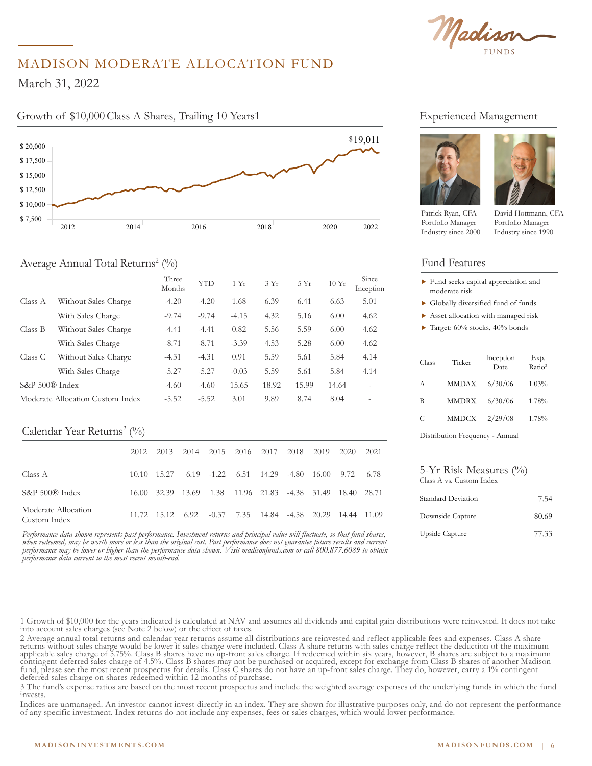# MADISON MODERATE ALLOCATION FUND

March 31, 2022

## Growth of $10,000 Class A Shares, Trailing 10 Years[1]

$19,011

## Experienced Management

Patrick Ryan, CFA
Portfolio Manager
Industry since 2000

David Hottmann, CFA
Portfolio Manager
Industry since 1990

## Average Annual Total Returns[2] (%)

| | | Three Months | YTD | 1 Yr | 3 Yr | 5 Yr | 10 Yr | Since Inception |
|---|---|---|---|---|---|---|---|---|
| Class A | Without Sales Charge | -4.20 | -4.20 | 1.68 | 6.39 | 6.41 | 6.63 | 5.01 |
| | With Sales Charge | -9.74 | -9.74 | -4.15 | 4.32 | 5.16 | 6.00 | 4.62 |
| Class B | Without Sales Charge | -4.41 | -4.41 | 0.82 | 5.56 | 5.59 | 6.00 | 4.62 |
| | With Sales Charge | -8.71 | -8.71 | -3.39 | 4.53 | 5.28 | 6.00 | 4.62 |
| Class C | Without Sales Charge | -4.31 | -4.31 | 0.91 | 5.59 | 5.61 | 5.84 | 4.14 |
| | With Sales Charge | -5.27 | -5.27 | -0.03 | 5.59 | 5.61 | 5.84 | 4.14 |
| S&P 500® Index | | -4.60 | -4.60 | 15.65 | 18.92 | 15.99 | 14.64 | - |
| Moderate Allocation Custom Index | | -5.52 | -5.52 | 3.01 | 9.89 | 8.74 | 8.04 | - |

## Calendar Year Returns[2] (%)

| | 2012 | 2013 | 2014 | 2015 | 2016 | 2017 | 2018 | 2019 | 2020 | 2021 |
|---|---|---|---|---|---|---|---|---|---|---|
| Class A | 10.10 | 15.27 | 6.19 | -1.22 | 6.51 | 14.29 | -4.80 | 16.00 | 9.72 | 6.78 |
| S&P 500® Index | 16.00 | 32.39 | 13.69 | 1.38 | 11.96 | 21.83 | -4.38 | 31.49 | 18.40 | 28.71 |
| Moderate Allocation Custom Index | 11.72 | 15.12 | 6.92 | -0.37 | 7.35 | 14.84 | -4.58 | 20.29 | 14.44 | 11.09 |

*Performance data shown represents past performance. Investment returns and principal value will fluctuate, so that fund shares, when redeemed, may be worth more or less than the original cost. Past performance does not guarantee future results and current performance may be lower or higher than the performance data shown. Visit madisonfunds.com or call 800.877.6089 to obtain performance data current to the most recent month-end.*

## Fund Features

- Fund seeks capital appreciation and moderate risk
- Globally diversified fund of funds
- Asset allocation with managed risk
- Target: 60% stocks, 40% bonds

| Class | Ticker | Inception Date | Exp. Ratio[3] |
|---|---|---|---|
| A | MMDAX | 6/30/06 | 1.03% |
| B | MMDRX | 6/30/06 | 1.78% |
| C | MMDCX | 2/29/08 | 1.78% |

Distribution Frequency - Annual

## 5-Yr Risk Measures (%)

Class A vs. Custom Index

| | |
|---|---|
| Standard Deviation | 7.54 |
| Downside Capture | 80.69 |
| Upside Capture | 77.33 |

1 Growth of $10,000 for the years indicated is calculated at NAV and assumes all dividends and capital gain distributions were reinvested. It does not take into account sales charges (see Note 2 below) or the effect of taxes.

2 Average annual total returns and calendar year returns assume all distributions are reinvested and reflect applicable fees and expenses. Class A share returns without sales charge would be lower if sales charge were included. Class A share returns with sales charge reflect the deduction of the maximum applicable sales charge of 5.75%. Class B shares have no up-front sales charge. If redeemed within six years, however, B shares are subject to a maximum contingent deferred sales charge of 4.5%. Class B shares may not be purchased or acquired, except for exchange from Class B shares of another Madison fund, please see the most recent prospectus for details. Class C shares do not have an up-front sales charge. They do, however, carry a 1% contingent deferred sales charge on shares redeemed within 12 months of purchase.

3 The fund's expense ratios are based on the most recent prospectus and include the weighted average expenses of the underlying funds in which the fund invests.

Indices are unmanaged. An investor cannot invest directly in an index. They are shown for illustrative purposes only, and do not represent the performance of any specific investment. Index returns do not include any expenses, fees or sales charges, which would lower performance.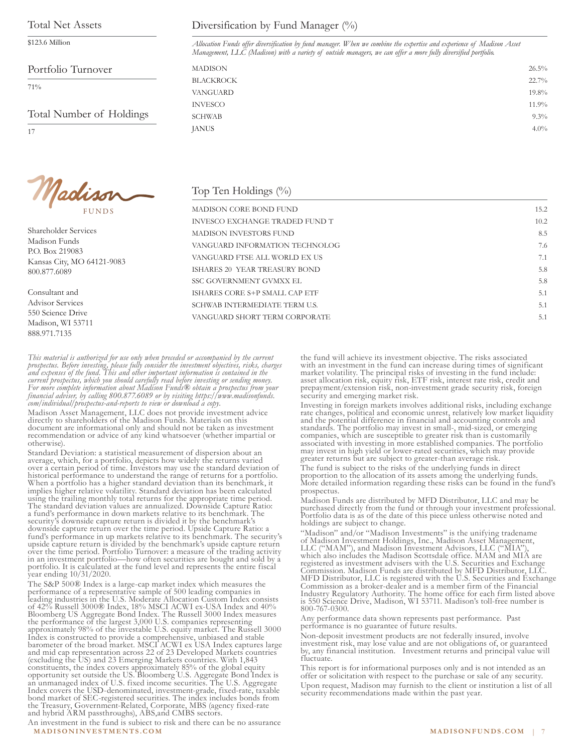## Total Net Assets

$123.6 Million

## Portfolio Turnover

71%

## Total Number of Holdings

17

## Diversification by Fund Manager (%)

*Allocation Funds offer diversification by fund manager. When we combine the expertise and experience of Madison Asset Management, LLC (Madison) with a variety of outside managers, we can offer a more fully diversified portfolio.*

| Manager | % |
|---|---|
| MADISON | 26.5% |
| BLACKROCK | 22.7% |
| VANGUARD | 19.8% |
| INVESCO | 11.9% |
| SCHWAB | 9.3% |
| JANUS | 4.0% |

## Top Ten Holdings (%)

| Holding | % |
|---|---|
| MADISON CORE BOND FUND | 15.2 |
| INVESCO EXCHANGE TRADED FUND T | 10.2 |
| MADISON INVESTORS FUND | 8.5 |
| VANGUARD INFORMATION TECHNOLOG | 7.6 |
| VANGUARD FTSE ALL WORLD EX US | 7.1 |
| ISHARES 20 YEAR TREASURY BOND | 5.8 |
| SSC GOVERNMENT GVMXX EL | 5.8 |
| ISHARES CORE S+P SMALL CAP ETF | 5.1 |
| SCHWAB INTERMEDIATE TERM U.S. | 5.1 |
| VANGUARD SHORT TERM CORPORATE | 5.1 |

Madison FUNDS

Shareholder Services
Madison Funds
P.O. Box 219083
Kansas City, MO 64121-9083
800.877.6089

Consultant and
Advisor Services
550 Science Drive
Madison, WI 53711
888.971.7135

*This material is authorized for use only when preceded or accompanied by the current prospectus. Before investing, please fully consider the investment objectives, risks, charges and expenses of the fund. This and other important information is contained in the current prospectus, which you should carefully read before investing or sending money. For more complete information about Madison Funds® obtain a prospectus from your financial adviser, by calling 800.877.6089 or by visiting https://www.madisonfunds.com/individual/prospectus-and-reports to view or download a copy.*

Madison Asset Management, LLC does not provide investment advice directly to shareholders of the Madison Funds. Materials on this document are informational only and should not be taken as investment recommendation or advice of any kind whatsoever (whether impartial or otherwise).

Standard Deviation: a statistical measurement of dispersion about an average, which, for a portfolio, depicts how widely the returns varied over a certain period of time. Investors may use the standard deviation of historical performance to understand the range of returns for a portfolio. When a portfolio has a higher standard deviation than its benchmark, it implies higher relative volatility. Standard deviation has been calculated using the trailing monthly total returns for the appropriate time period. The standard deviation values are annualized. Downside Capture Ratio: a fund's performance in down markets relative to its benchmark. The security's downside capture return is divided it by the benchmark's downside capture return over the time period. Upside Capture Ratio: a fund's performance in up markets relative to its benchmark. The security's upside capture return is divided by the benchmark's upside capture return over the time period. Portfolio Turnover: a measure of the trading activity in an investment portfolio—how often securities are bought and sold by a portfolio. It is calculated at the fund level and represents the entire fiscal year ending 10/31/2020.

The S&P 500® Index is a large-cap market index which measures the performance of a representative sample of 500 leading companies in leading industries in the U.S. Moderate Allocation Custom Index consists of 42% Russell 3000® Index, 18% MSCI ACWI ex-USA Index and 40% Bloomberg US Aggregate Bond Index. The Russell 3000 Index measures the performance of the largest 3,000 U.S. companies representing approximately 98% of the investable U.S. equity market. The Russell 3000 Index is constructed to provide a comprehensive, unbiased and stable barometer of the broad market. MSCI ACWI ex USA Index captures large and mid cap representation across 22 of 23 Developed Markets countries (excluding the US) and 23 Emerging Markets countries. With 1,843 constituents, the index covers approximately 85% of the global equity opportunity set outside the US. Bloomberg U.S. Aggregate Bond Index is an unmanaged index of U.S. fixed income securities. The U.S. Aggregate Index covers the USD-denominated, investment-grade, fixed-rate, taxable bond market of SEC-registered securities. The index includes bonds from the Treasury, Government-Related, Corporate, MBS (agency fixed-rate and hybrid ARM passthroughs), ABS,and CMBS sectors.

An investment in the fund is subject to risk and there can be no assurance the fund will achieve its investment objective. The risks associated with an investment in the fund can increase during times of significant market volatility. The principal risks of investing in the fund include: asset allocation risk, equity risk, ETF risk, interest rate risk, credit and prepayment/extension risk, non-investment grade security risk, foreign security and emerging market risk.

Investing in foreign markets involves additional risks, including exchange rate changes, political and economic unrest, relatively low market liquidity and the potential difference in financial and accounting controls and standards. The portfolio may invest in small-, mid-sized, or emerging companies, which are susceptible to greater risk than is customarily associated with investing in more established companies. The portfolio may invest in high yield or lower-rated securities, which may provide greater returns but are subject to greater-than average risk.

The fund is subject to the risks of the underlying funds in direct proportion to the allocation of its assets among the underlying funds. More detailed information regarding these risks can be found in the fund's prospectus.

Madison Funds are distributed by MFD Distributor, LLC and may be purchased directly from the fund or through your investment professional. Portfolio data is as of the date of this piece unless otherwise noted and holdings are subject to change.

"Madison" and/or "Madison Investments" is the unifying tradename of Madison Investment Holdings, Inc., Madison Asset Management, LLC ("MAM"), and Madison Investment Advisors, LLC ("MIA"), which also includes the Madison Scottsdale office. MAM and MIA are registered as investment advisers with the U.S. Securities and Exchange Commission. Madison Funds are distributed by MFD Distributor, LLC. MFD Distributor, LLC is registered with the U.S. Securities and Exchange Commission as a broker-dealer and is a member firm of the Financial Industry Regulatory Authority. The home office for each firm listed above is 550 Science Drive, Madison, WI 53711. Madison's toll-free number is 800-767-0300.

Any performance data shown represents past performance. Past performance is no guarantee of future results.

Non-deposit investment products are not federally insured, involve investment risk, may lose value and are not obligations of, or guaranteed by, any financial institution. Investment returns and principal value will fluctuate.

This report is for informational purposes only and is not intended as an offer or solicitation with respect to the purchase or sale of any security.

Upon request, Madison may furnish to the client or institution a list of all security recommendations made within the past year.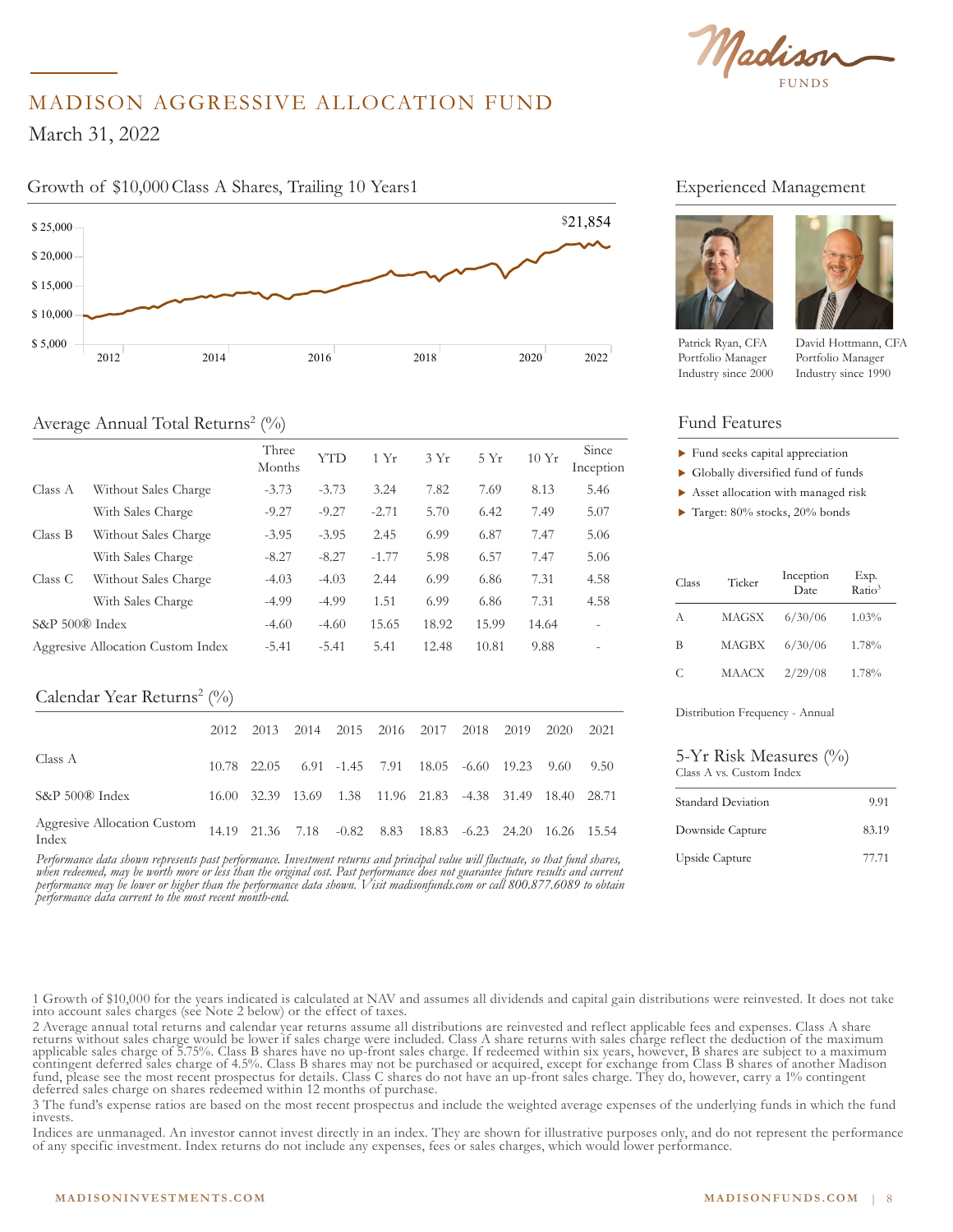# MADISON AGGRESSIVE ALLOCATION FUND

March 31, 2022

## Growth of $10,000 Class A Shares, Trailing 10 Years[1]

$21,854

## Average Annual Total Returns[2] (%)

| | | Three Months | YTD | 1 Yr | 3 Yr | 5 Yr | 10 Yr | Since Inception |
|---|---|---|---|---|---|---|---|---|
| Class A | Without Sales Charge | -3.73 | -3.73 | 3.24 | 7.82 | 7.69 | 8.13 | 5.46 |
| | With Sales Charge | -9.27 | -9.27 | -2.71 | 5.70 | 6.42 | 7.49 | 5.07 |
| Class B | Without Sales Charge | -3.95 | -3.95 | 2.45 | 6.99 | 6.87 | 7.47 | 5.06 |
| | With Sales Charge | -8.27 | -8.27 | -1.77 | 5.98 | 6.57 | 7.47 | 5.06 |
| Class C | Without Sales Charge | -4.03 | -4.03 | 2.44 | 6.99 | 6.86 | 7.31 | 4.58 |
| | With Sales Charge | -4.99 | -4.99 | 1.51 | 6.99 | 6.86 | 7.31 | 4.58 |
| S&P 500® Index | | -4.60 | -4.60 | 15.65 | 18.92 | 15.99 | 14.64 | - |
| Aggresive Allocation Custom Index | | -5.41 | -5.41 | 5.41 | 12.48 | 10.81 | 9.88 | - |

## Calendar Year Returns[2] (%)

| | 2012 | 2013 | 2014 | 2015 | 2016 | 2017 | 2018 | 2019 | 2020 | 2021 |
|---|---|---|---|---|---|---|---|---|---|---|
| Class A | 10.78 | 22.05 | 6.91 | -1.45 | 7.91 | 18.05 | -6.60 | 19.23 | 9.60 | 9.50 |
| S&P 500® Index | 16.00 | 32.39 | 13.69 | 1.38 | 11.96 | 21.83 | -4.38 | 31.49 | 18.40 | 28.71 |
| Aggresive Allocation Custom Index | 14.19 | 21.36 | 7.18 | -0.82 | 8.83 | 18.83 | -6.23 | 24.20 | 16.26 | 15.54 |

*Performance data shown represents past performance. Investment returns and principal value will fluctuate, so that fund shares, when redeemed, may be worth more or less than the original cost. Past performance does not guarantee future results and current performance may be lower or higher than the performance data shown. Visit madisonfunds.com or call 800.877.6089 to obtain performance data current to the most recent month-end.*

## Experienced Management

Patrick Ryan, CFA
Portfolio Manager
Industry since 2000

David Hottmann, CFA
Portfolio Manager
Industry since 1990

## Fund Features

- Fund seeks capital appreciation
- Globally diversified fund of funds
- Asset allocation with managed risk
- Target: 80% stocks, 20% bonds

| Class | Ticker | Inception Date | Exp. Ratio[3] |
|---|---|---|---|
| A | MAGSX | 6/30/06 | 1.03% |
| B | MAGBX | 6/30/06 | 1.78% |
| C | MAACX | 2/29/08 | 1.78% |

Distribution Frequency - Annual

## 5-Yr Risk Measures (%)

Class A vs. Custom Index

| | |
|---|---|
| Standard Deviation | 9.91 |
| Downside Capture | 83.19 |
| Upside Capture | 77.71 |

1 Growth of $10,000 for the years indicated is calculated at NAV and assumes all dividends and capital gain distributions were reinvested. It does not take into account sales charges (see Note 2 below) or the effect of taxes.

2 Average annual total returns and calendar year returns assume all distributions are reinvested and reflect applicable fees and expenses. Class A share returns without sales charge would be lower if sales charge were included. Class A share returns with sales charge reflect the deduction of the maximum applicable sales charge of 5.75%. Class B shares have no up-front sales charge. If redeemed within six years, however, B shares are subject to a maximum contingent deferred sales charge of 4.5%. Class B shares may not be purchased or acquired, except for exchange from Class B shares of another Madison fund, please see the most recent prospectus for details. Class C shares do not have an up-front sales charge. They do, however, carry a 1% contingent deferred sales charge on shares redeemed within 12 months of purchase.

3 The fund's expense ratios are based on the most recent prospectus and include the weighted average expenses of the underlying funds in which the fund invests.

Indices are unmanaged. An investor cannot invest directly in an index. They are shown for illustrative purposes only, and do not represent the performance of any specific investment. Index returns do not include any expenses, fees or sales charges, which would lower performance.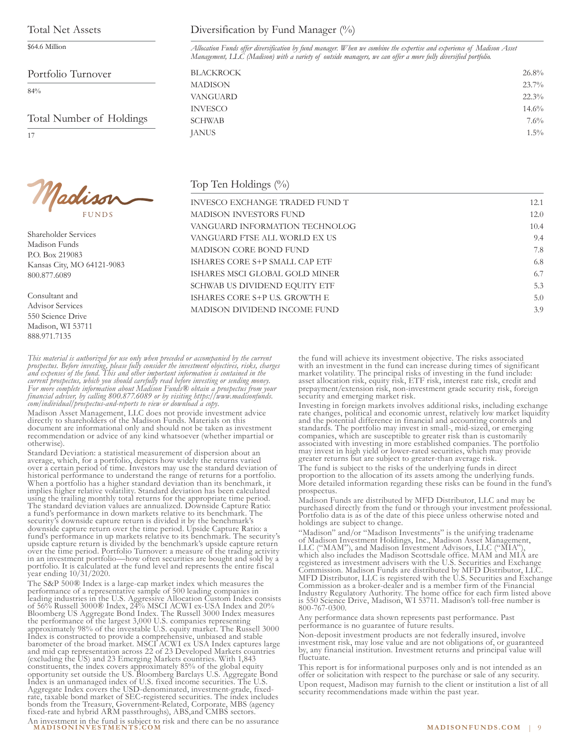## Total Net Assets

$64.6 Million

## Portfolio Turnover

84%

## Total Number of Holdings

17

## Diversification by Fund Manager (%)

*Allocation Funds offer diversification by fund manager. When we combine the expertise and experience of Madison Asset Management, LLC (Madison) with a variety of outside managers, we can offer a more fully diversified portfolio.*

| | |
|---|---|
| BLACKROCK | 26.8% |
| MADISON | 23.7% |
| VANGUARD | 22.3% |
| INVESCO | 14.6% |
| SCHWAB | 7.6% |
| JANUS | 1.5% |

## Top Ten Holdings (%)

| | |
|---|---|
| INVESCO EXCHANGE TRADED FUND T | 12.1 |
| MADISON INVESTORS FUND | 12.0 |
| VANGUARD INFORMATION TECHNOLOG | 10.4 |
| VANGUARD FTSE ALL WORLD EX US | 9.4 |
| MADISON CORE BOND FUND | 7.8 |
| ISHARES CORE S+P SMALL CAP ETF | 6.8 |
| ISHARES MSCI GLOBAL GOLD MINER | 6.7 |
| SCHWAB US DIVIDEND EQUITY ETF | 5.3 |
| ISHARES CORE S+P U.S. GROWTH E | 5.0 |
| MADISON DIVIDEND INCOME FUND | 3.9 |

Madison FUNDS

Shareholder Services
Madison Funds
P.O. Box 219083
Kansas City, MO 64121-9083
800.877.6089

Consultant and Advisor Services
550 Science Drive
Madison, WI 53711
888.971.7135

*This material is authorized for use only when preceded or accompanied by the current prospectus. Before investing, please fully consider the investment objectives, risks, charges and expenses of the fund. This and other important information is contained in the current prospectus, which you should carefully read before investing or sending money. For more complete information about Madison Funds® obtain a prospectus from your financial adviser, by calling 800.877.6089 or by visiting https://www.madisonfunds.com/individual/prospectus-and-reports to view or download a copy.*

Madison Asset Management, LLC does not provide investment advice directly to shareholders of the Madison Funds. Materials on this document are informational only and should not be taken as investment recommendation or advice of any kind whatsoever (whether impartial or otherwise).

Standard Deviation: a statistical measurement of dispersion about an average, which, for a portfolio, depicts how widely the returns varied over a certain period of time. Investors may use the standard deviation of historical performance to understand the range of returns for a portfolio. When a portfolio has a higher standard deviation than its benchmark, it implies higher relative volatility. Standard deviation has been calculated using the trailing monthly total returns for the appropriate time period. The standard deviation values are annualized. Downside Capture Ratio: a fund's performance in down markets relative to its benchmark. The security's downside capture return is divided it by the benchmark's downside capture return over the time period. Upside Capture Ratio: a fund's performance in up markets relative to its benchmark. The security's upside capture return is divided by the benchmark's upside capture return over the time period. Portfolio Turnover: a measure of the trading activity in an investment portfolio—how often securities are bought and sold by a portfolio. It is calculated at the fund level and represents the entire fiscal year ending 10/31/2020.

The S&P 500® Index is a large-cap market index which measures the performance of a representative sample of 500 leading companies in leading industries in the U.S. Aggressive Allocation Custom Index consists of 56% Russell 3000® Index, 24% MSCI ACWI ex-USA Index and 20% Bloomberg US Aggregate Bond Index. The Russell 3000 Index measures the performance of the largest 3,000 U.S. companies representing approximately 98% of the investable U.S. equity market. The Russell 3000 Index is constructed to provide a comprehensive, unbiased and stable barometer of the broad market. MSCI ACWI ex USA Index captures large and mid cap representation across 22 of 23 Developed Markets countries (excluding the US) and 23 Emerging Markets countries. With 1,843 constituents, the index covers approximately 85% of the global equity opportunity set outside the US. Bloomberg Barclays U.S. Aggregate Bond Index is an unmanaged index of U.S. fixed income securities. The U.S. Aggregate Index covers the USD-denominated, investment-grade, fixed-rate, taxable bond market of SEC-registered securities. The index includes bonds from the Treasury, Government-Related, Corporate, MBS (agency fixed-rate and hybrid ARM passthroughs), ABS,and CMBS sectors.

An investment in the fund is subject to risk and there can be no assurance the fund will achieve its investment objective. The risks associated with an investment in the fund can increase during times of significant market volatility. The principal risks of investing in the fund include: asset allocation risk, equity risk, ETF risk, interest rate risk, credit and prepayment/extension risk, non-investment grade security risk, foreign security and emerging market risk.

Investing in foreign markets involves additional risks, including exchange rate changes, political and economic unrest, relatively low market liquidity and the potential difference in financial and accounting controls and standards. The portfolio may invest in small-, mid-sized, or emerging companies, which are susceptible to greater risk than is customarily associated with investing in more established companies. The portfolio may invest in high yield or lower-rated securities, which may provide greater returns but are subject to greater-than average risk.

The fund is subject to the risks of the underlying funds in direct proportion to the allocation of its assets among the underlying funds. More detailed information regarding these risks can be found in the fund's prospectus.

Madison Funds are distributed by MFD Distributor, LLC and may be purchased directly from the fund or through your investment professional. Portfolio data is as of the date of this piece unless otherwise noted and holdings are subject to change.

"Madison" and/or "Madison Investments" is the unifying tradename of Madison Investment Holdings, Inc., Madison Asset Management, LLC ("MAM"), and Madison Investment Advisors, LLC ("MIA"), which also includes the Madison Scottsdale office. MAM and MIA are registered as investment advisers with the U.S. Securities and Exchange Commission. Madison Funds are distributed by MFD Distributor, LLC. MFD Distributor, LLC is registered with the U.S. Securities and Exchange Commission as a broker-dealer and is a member firm of the Financial Industry Regulatory Authority. The home office for each firm listed above is 550 Science Drive, Madison, WI 53711. Madison's toll-free number is 800-767-0300.

Any performance data shown represents past performance. Past performance is no guarantee of future results.

Non-deposit investment products are not federally insured, involve investment risk, may lose value and are not obligations of, or guaranteed by, any financial institution. Investment returns and principal value will fluctuate.

This report is for informational purposes only and is not intended as an offer or solicitation with respect to the purchase or sale of any security.

Upon request, Madison may furnish to the client or institution a list of all security recommendations made within the past year.